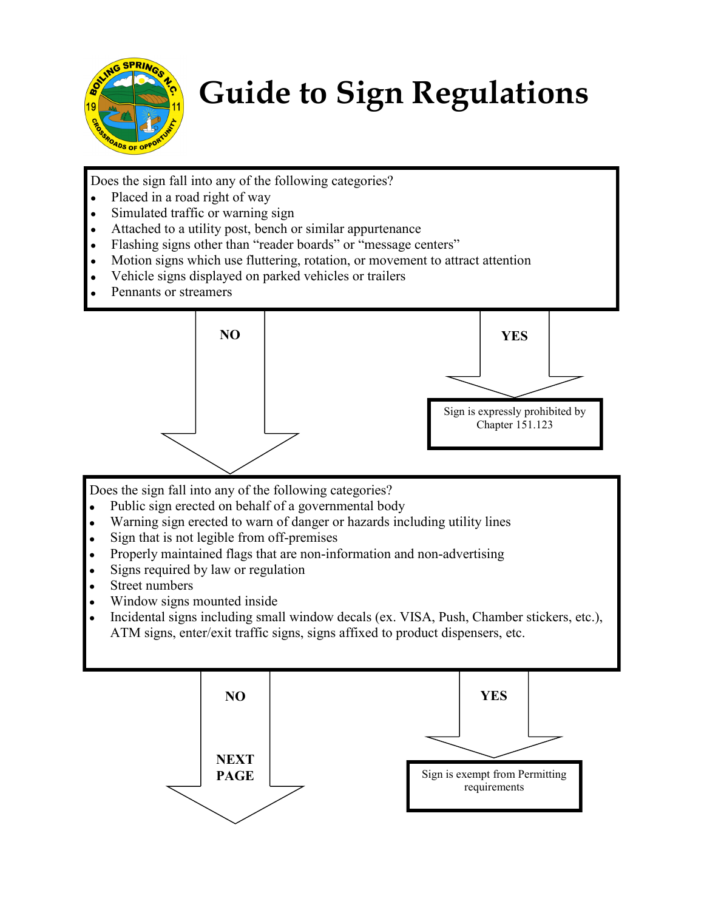# Guide to Sign Regulations

Does the sign fall into any of the following categories?

- Placed in a road right of way
- Simulated traffic or warning sign
- Attached to a utility post, bench or similar appurtenance
- Flashing signs other than "reader boards" or "message centers"
- Motion signs which use fluttering, rotation, or movement to attract attention
- Vehicle signs displayed on parked vehicles or trailers
- Pennants or streamers

**NO** → continue to next question

**YES** → Sign is expressly prohibited by Chapter 151.123

Does the sign fall into any of the following categories?

- Public sign erected on behalf of a governmental body
- Warning sign erected to warn of danger or hazards including utility lines
- Sign that is not legible from off-premises
- Properly maintained flags that are non-information and non-advertising
- Signs required by law or regulation
- Street numbers
- Window signs mounted inside
- Incidental signs including small window decals (ex. VISA, Push, Chamber stickers, etc.), ATM signs, enter/exit traffic signs, signs affixed to product dispensers, etc.

**NO** → **NEXT PAGE**

**YES** → Sign is exempt from Permitting requirements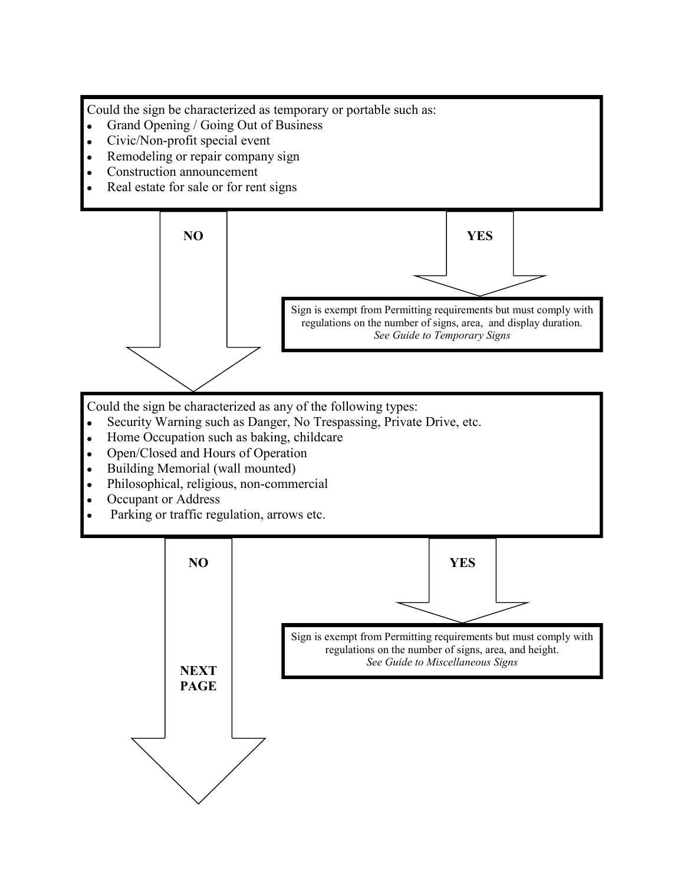Could the sign be characterized as temporary or portable such as:

- Grand Opening / Going Out of Business
- Civic/Non-profit special event
- Remodeling or repair company sign
- Construction announcement
- Real estate for sale or for rent signs

**NO**

**YES**

Sign is exempt from Permitting requirements but must comply with regulations on the number of signs, area, and display duration.
*See Guide to Temporary Signs*

Could the sign be characterized as any of the following types:

- Security Warning such as Danger, No Trespassing, Private Drive, etc.
- Home Occupation such as baking, childcare
- Open/Closed and Hours of Operation
- Building Memorial (wall mounted)
- Philosophical, religious, non-commercial
- Occupant or Address
- Parking or traffic regulation, arrows etc.

**NO**

**YES**

Sign is exempt from Permitting requirements but must comply with regulations on the number of signs, area, and height.
*See Guide to Miscellaneous Signs*

**NEXT PAGE**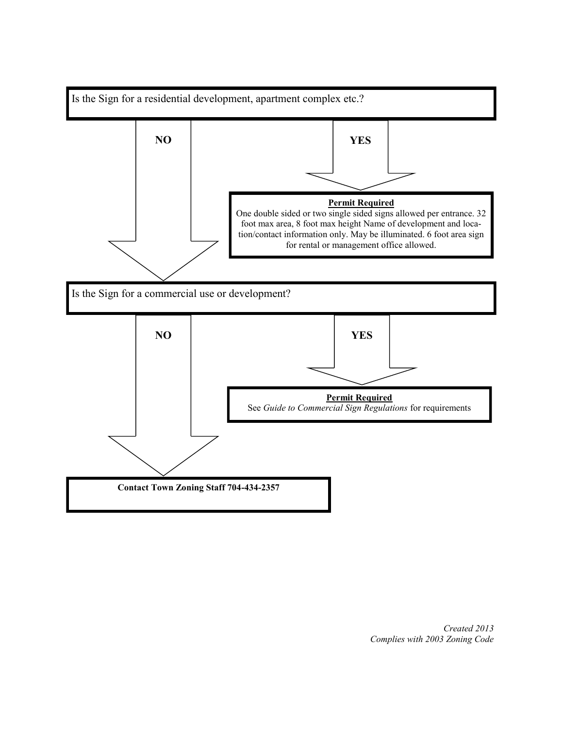Is the Sign for a residential development, apartment complex etc.?

NO

YES

**Permit Required**

One double sided or two single sided signs allowed per entrance. 32 foot max area, 8 foot max height Name of development and location/contact information only. May be illuminated. 6 foot area sign for rental or management office allowed.

Is the Sign for a commercial use or development?

NO

YES

**Permit Required**

See *Guide to Commercial Sign Regulations* for requirements

**Contact Town Zoning Staff 704-434-2357**

*Created 2013*
*Complies with 2003 Zoning Code*